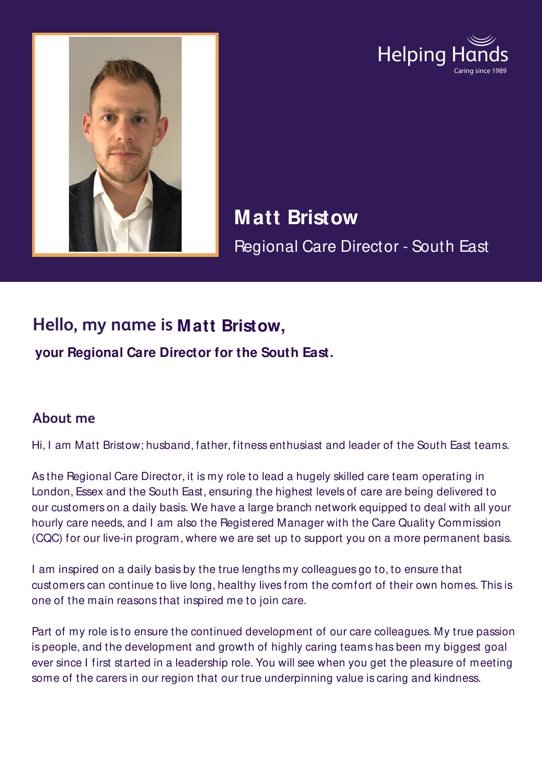Helping Hands

Caring since 1989

# Matt Bristow

Regional Care Director - South East

## Hello, my name is Matt Bristow,

**your Regional Care Director for the South East.**

## About me

Hi, I am Matt Bristow; husband, father, fitness enthusiast and leader of the South East teams.

As the Regional Care Director, it is my role to lead a hugely skilled care team operating in London, Essex and the South East, ensuring the highest levels of care are being delivered to our customers on a daily basis. We have a large branch network equipped to deal with all your hourly care needs, and I am also the Registered Manager with the Care Quality Commission (CQC) for our live-in program, where we are set up to support you on a more permanent basis.

I am inspired on a daily basis by the true lengths my colleagues go to, to ensure that customers can continue to live long, healthy lives from the comfort of their own homes. This is one of the main reasons that inspired me to join care.

Part of my role is to ensure the continued development of our care colleagues. My true passion is people, and the development and growth of highly caring teams has been my biggest goal ever since I first started in a leadership role. You will see when you get the pleasure of meeting some of the carers in our region that our true underpinning value is caring and kindness.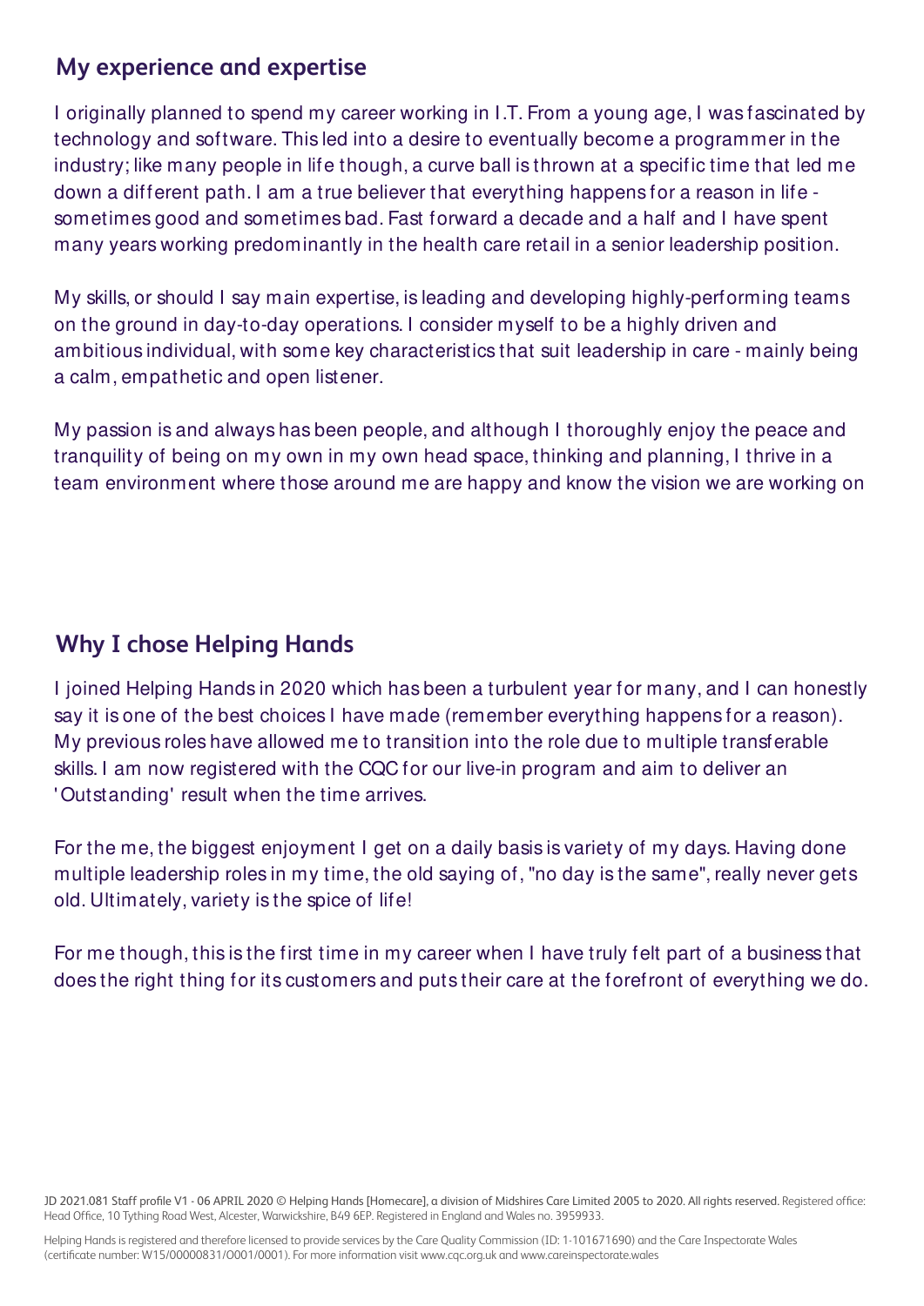## My experience and expertise

I originally planned to spend my career working in I.T. From a young age, I was fascinated by technology and software. This led into a desire to eventually become a programmer in the industry; like many people in life though, a curve ball is thrown at a specific time that led me down a different path. I am a true believer that everything happens for a reason in life - sometimes good and sometimes bad. Fast forward a decade and a half and I have spent many years working predominantly in the health care retail in a senior leadership position.

My skills, or should I say main expertise, is leading and developing highly-performing teams on the ground in day-to-day operations. I consider myself to be a highly driven and ambitious individual, with some key characteristics that suit leadership in care - mainly being a calm, empathetic and open listener.

My passion is and always has been people, and although I thoroughly enjoy the peace and tranquility of being on my own in my own head space, thinking and planning, I thrive in a team environment where those around me are happy and know the vision we are working on

## Why I chose Helping Hands

I joined Helping Hands in 2020 which has been a turbulent year for many, and I can honestly say it is one of the best choices I have made (remember everything happens for a reason). My previous roles have allowed me to transition into the role due to multiple transferable skills. I am now registered with the CQC for our live-in program and aim to deliver an 'Outstanding' result when the time arrives.

For the me, the biggest enjoyment I get on a daily basis is variety of my days. Having done multiple leadership roles in my time, the old saying of, "no day is the same", really never gets old. Ultimately, variety is the spice of life!

For me though, this is the first time in my career when I have truly felt part of a business that does the right thing for its customers and puts their care at the forefront of everything we do.

JD 2021.081 Staff profile V1 - 06 APRIL 2020 © Helping Hands [Homecare], a division of Midshires Care Limited 2005 to 2020. All rights reserved. Registered office: Head Office, 10 Tything Road West, Alcester, Warwickshire, B49 6EP. Registered in England and Wales no. 3959933.

Helping Hands is registered and therefore licensed to provide services by the Care Quality Commission (ID: 1-101671690) and the Care Inspectorate Wales (certificate number: W15/00000831/O001/0001). For more information visit www.cqc.org.uk and www.careinspectorate.wales